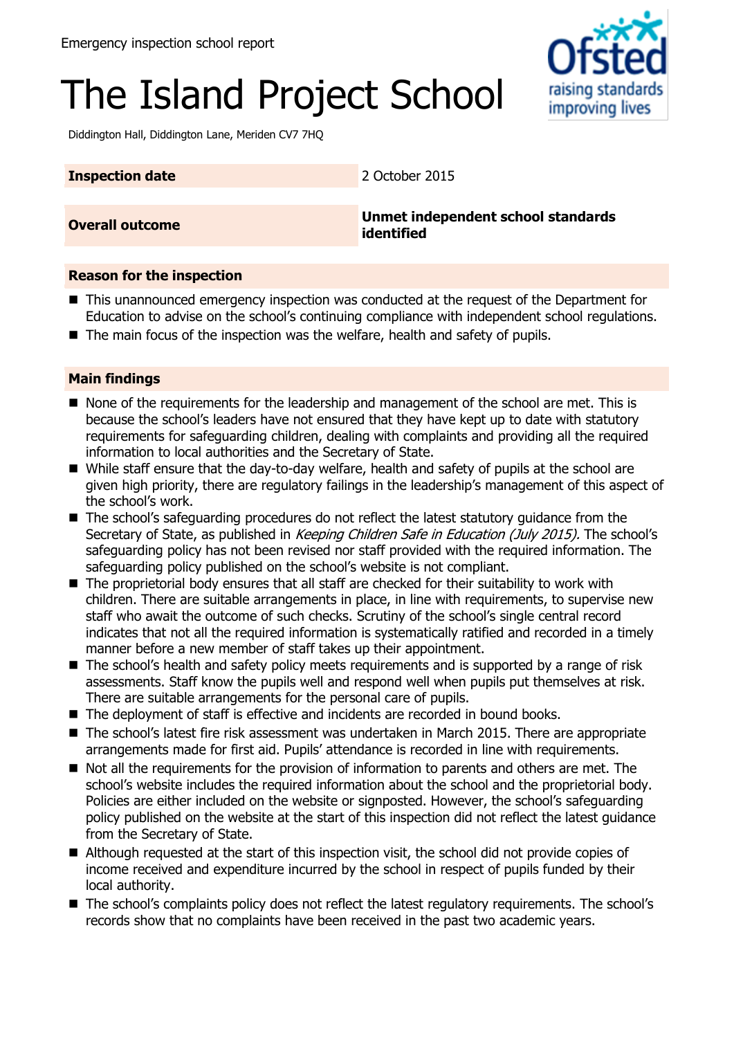Emergency inspection school report

# The Island Project School

Diddington Hall, Diddington Lane, Meriden CV7 7HQ

| | |
|---|---|
| **Inspection date** | 2 October 2015 |
| **Overall outcome** | **Unmet independent school standards identified** |

## Reason for the inspection

- This unannounced emergency inspection was conducted at the request of the Department for Education to advise on the school's continuing compliance with independent school regulations.
- The main focus of the inspection was the welfare, health and safety of pupils.

## Main findings

- None of the requirements for the leadership and management of the school are met. This is because the school's leaders have not ensured that they have kept up to date with statutory requirements for safeguarding children, dealing with complaints and providing all the required information to local authorities and the Secretary of State.
- While staff ensure that the day-to-day welfare, health and safety of pupils at the school are given high priority, there are regulatory failings in the leadership's management of this aspect of the school's work.
- The school's safeguarding procedures do not reflect the latest statutory guidance from the Secretary of State, as published in *Keeping Children Safe in Education (July 2015).* The school's safeguarding policy has not been revised nor staff provided with the required information. The safeguarding policy published on the school's website is not compliant.
- The proprietorial body ensures that all staff are checked for their suitability to work with children. There are suitable arrangements in place, in line with requirements, to supervise new staff who await the outcome of such checks. Scrutiny of the school's single central record indicates that not all the required information is systematically ratified and recorded in a timely manner before a new member of staff takes up their appointment.
- The school's health and safety policy meets requirements and is supported by a range of risk assessments. Staff know the pupils well and respond well when pupils put themselves at risk. There are suitable arrangements for the personal care of pupils.
- The deployment of staff is effective and incidents are recorded in bound books.
- The school's latest fire risk assessment was undertaken in March 2015. There are appropriate arrangements made for first aid. Pupils' attendance is recorded in line with requirements.
- Not all the requirements for the provision of information to parents and others are met. The school's website includes the required information about the school and the proprietorial body. Policies are either included on the website or signposted. However, the school's safeguarding policy published on the website at the start of this inspection did not reflect the latest guidance from the Secretary of State.
- Although requested at the start of this inspection visit, the school did not provide copies of income received and expenditure incurred by the school in respect of pupils funded by their local authority.
- The school's complaints policy does not reflect the latest regulatory requirements. The school's records show that no complaints have been received in the past two academic years.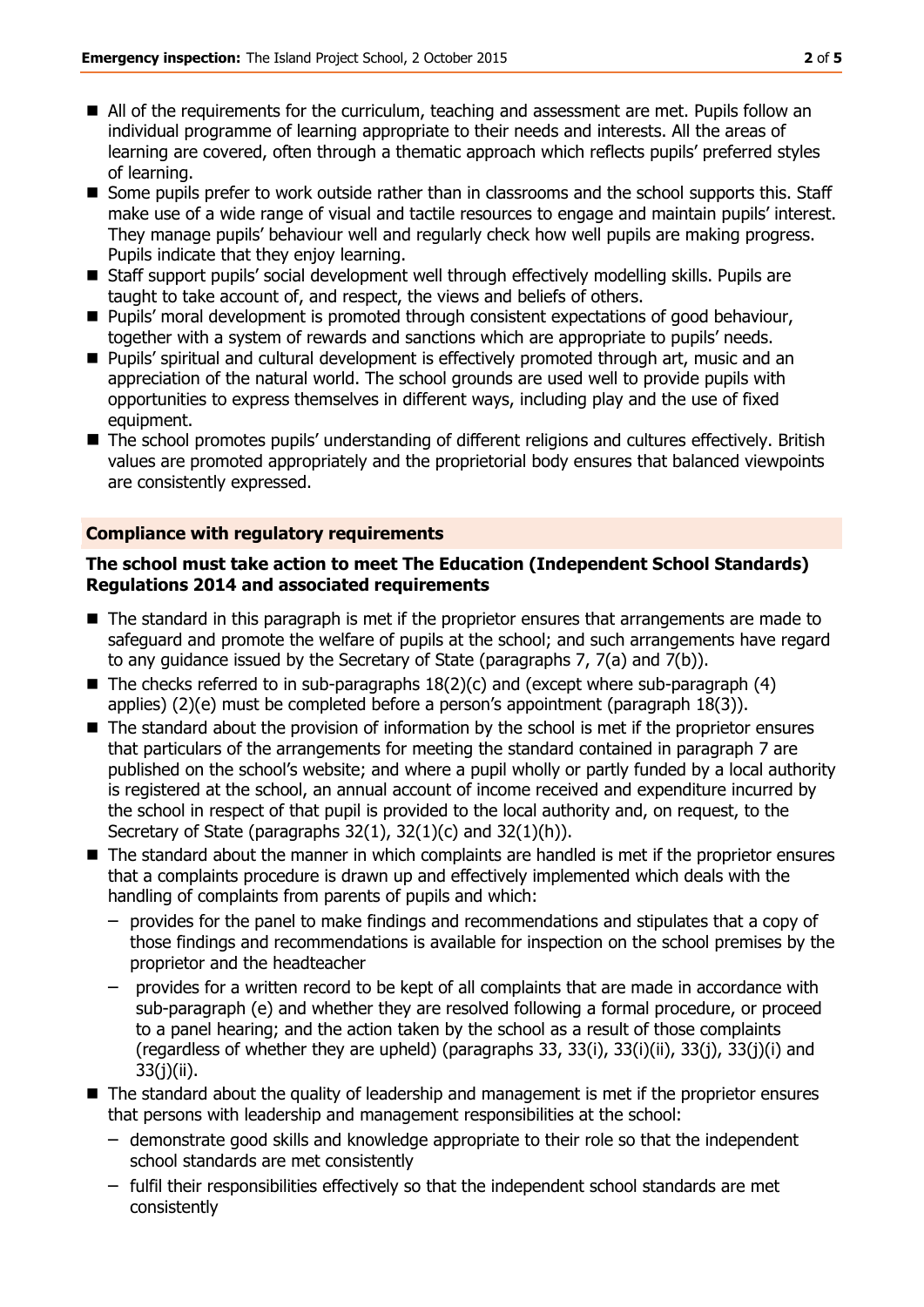- All of the requirements for the curriculum, teaching and assessment are met. Pupils follow an individual programme of learning appropriate to their needs and interests. All the areas of learning are covered, often through a thematic approach which reflects pupils' preferred styles of learning.
- Some pupils prefer to work outside rather than in classrooms and the school supports this. Staff make use of a wide range of visual and tactile resources to engage and maintain pupils' interest. They manage pupils' behaviour well and regularly check how well pupils are making progress. Pupils indicate that they enjoy learning.
- Staff support pupils' social development well through effectively modelling skills. Pupils are taught to take account of, and respect, the views and beliefs of others.
- Pupils' moral development is promoted through consistent expectations of good behaviour, together with a system of rewards and sanctions which are appropriate to pupils' needs.
- Pupils' spiritual and cultural development is effectively promoted through art, music and an appreciation of the natural world. The school grounds are used well to provide pupils with opportunities to express themselves in different ways, including play and the use of fixed equipment.
- The school promotes pupils' understanding of different religions and cultures effectively. British values are promoted appropriately and the proprietorial body ensures that balanced viewpoints are consistently expressed.

## Compliance with regulatory requirements

**The school must take action to meet The Education (Independent School Standards) Regulations 2014 and associated requirements**

- The standard in this paragraph is met if the proprietor ensures that arrangements are made to safeguard and promote the welfare of pupils at the school; and such arrangements have regard to any guidance issued by the Secretary of State (paragraphs 7, 7(a) and 7(b)).
- The checks referred to in sub-paragraphs 18(2)(c) and (except where sub-paragraph (4) applies) (2)(e) must be completed before a person's appointment (paragraph 18(3)).
- The standard about the provision of information by the school is met if the proprietor ensures that particulars of the arrangements for meeting the standard contained in paragraph 7 are published on the school's website; and where a pupil wholly or partly funded by a local authority is registered at the school, an annual account of income received and expenditure incurred by the school in respect of that pupil is provided to the local authority and, on request, to the Secretary of State (paragraphs 32(1), 32(1)(c) and 32(1)(h)).
- The standard about the manner in which complaints are handled is met if the proprietor ensures that a complaints procedure is drawn up and effectively implemented which deals with the handling of complaints from parents of pupils and which:
  - provides for the panel to make findings and recommendations and stipulates that a copy of those findings and recommendations is available for inspection on the school premises by the proprietor and the headteacher
  - provides for a written record to be kept of all complaints that are made in accordance with sub-paragraph (e) and whether they are resolved following a formal procedure, or proceed to a panel hearing; and the action taken by the school as a result of those complaints (regardless of whether they are upheld) (paragraphs 33, 33(i), 33(i)(ii), 33(j), 33(j)(i) and 33(j)(ii).
- The standard about the quality of leadership and management is met if the proprietor ensures that persons with leadership and management responsibilities at the school:
  - demonstrate good skills and knowledge appropriate to their role so that the independent school standards are met consistently
  - fulfil their responsibilities effectively so that the independent school standards are met consistently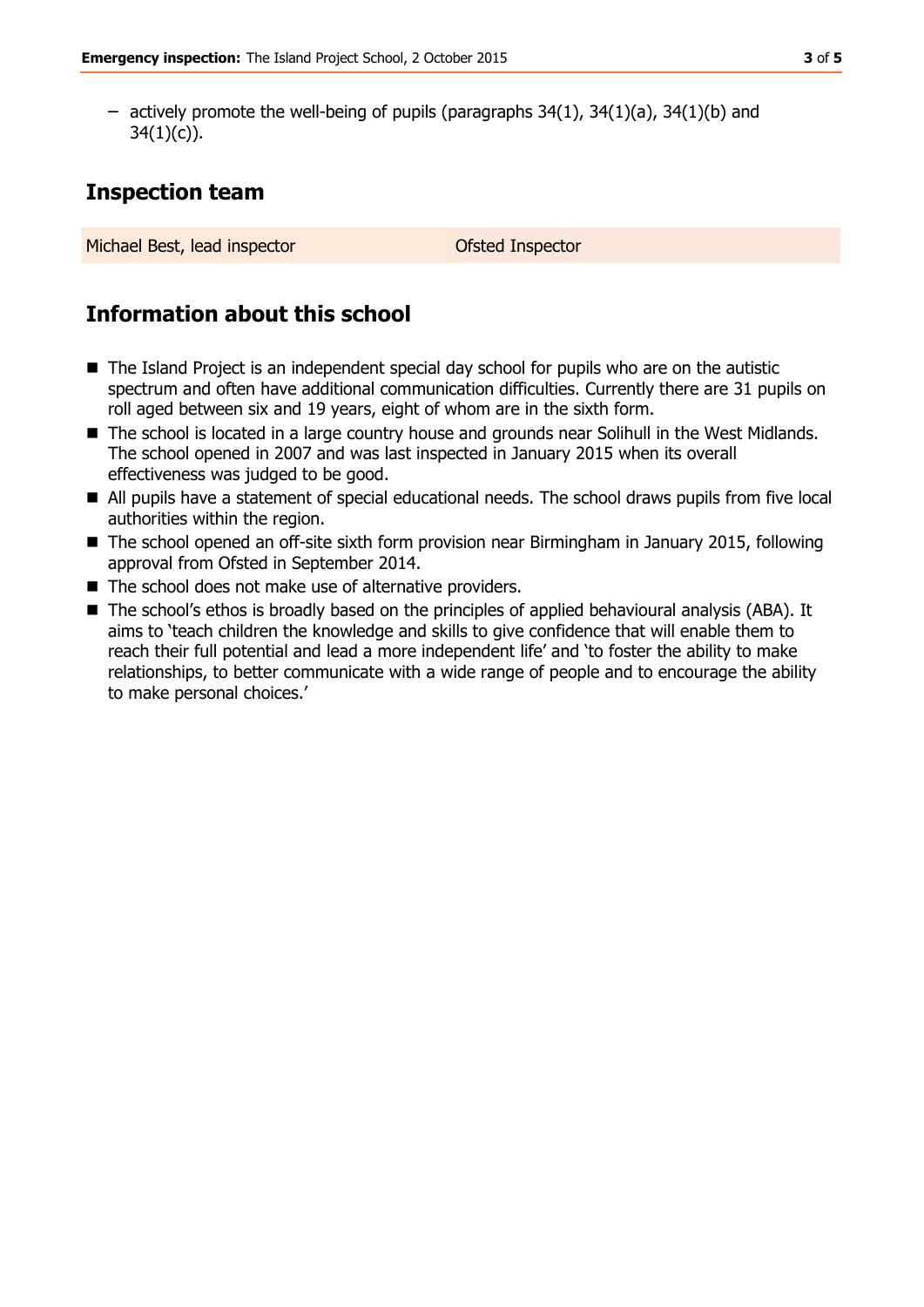– actively promote the well-being of pupils (paragraphs 34(1), 34(1)(a), 34(1)(b) and 34(1)(c)).

## Inspection team

| Michael Best, lead inspector | Ofsted Inspector |
| --- | --- |

## Information about this school

- The Island Project is an independent special day school for pupils who are on the autistic spectrum and often have additional communication difficulties. Currently there are 31 pupils on roll aged between six and 19 years, eight of whom are in the sixth form.
- The school is located in a large country house and grounds near Solihull in the West Midlands. The school opened in 2007 and was last inspected in January 2015 when its overall effectiveness was judged to be good.
- All pupils have a statement of special educational needs. The school draws pupils from five local authorities within the region.
- The school opened an off-site sixth form provision near Birmingham in January 2015, following approval from Ofsted in September 2014.
- The school does not make use of alternative providers.
- The school's ethos is broadly based on the principles of applied behavioural analysis (ABA). It aims to 'teach children the knowledge and skills to give confidence that will enable them to reach their full potential and lead a more independent life' and 'to foster the ability to make relationships, to better communicate with a wide range of people and to encourage the ability to make personal choices.'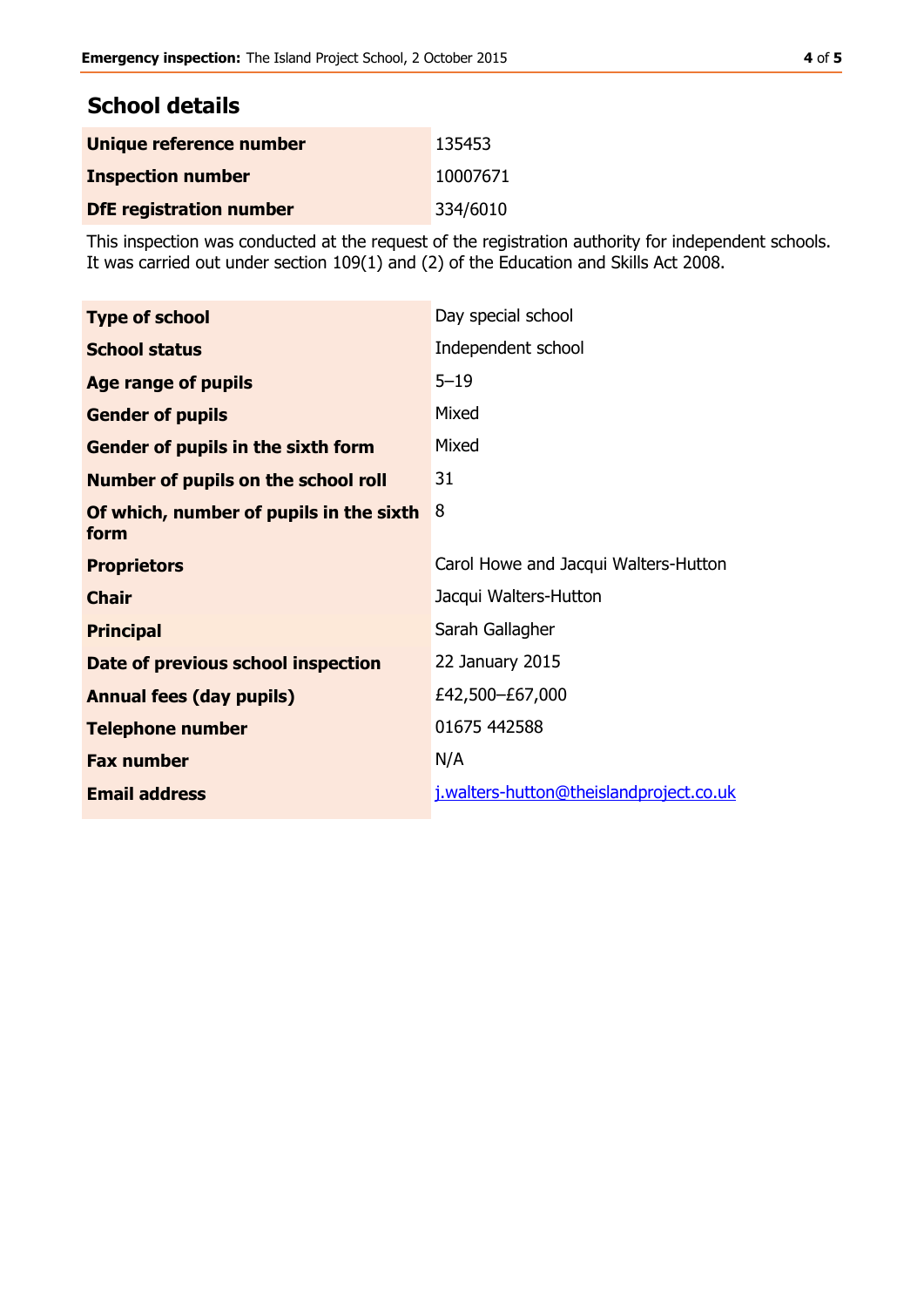## School details

| | |
|---|---|
| **Unique reference number** | 135453 |
| **Inspection number** | 10007671 |
| **DfE registration number** | 334/6010 |

This inspection was conducted at the request of the registration authority for independent schools. It was carried out under section 109(1) and (2) of the Education and Skills Act 2008.

| | |
|---|---|
| **Type of school** | Day special school |
| **School status** | Independent school |
| **Age range of pupils** | 5–19 |
| **Gender of pupils** | Mixed |
| **Gender of pupils in the sixth form** | Mixed |
| **Number of pupils on the school roll** | 31 |
| **Of which, number of pupils in the sixth form** | 8 |
| **Proprietors** | Carol Howe and Jacqui Walters-Hutton |
| **Chair** | Jacqui Walters-Hutton |
| **Principal** | Sarah Gallagher |
| **Date of previous school inspection** | 22 January 2015 |
| **Annual fees (day pupils)** | £42,500–£67,000 |
| **Telephone number** | 01675 442588 |
| **Fax number** | N/A |
| **Email address** | j.walters-hutton@theislandproject.co.uk |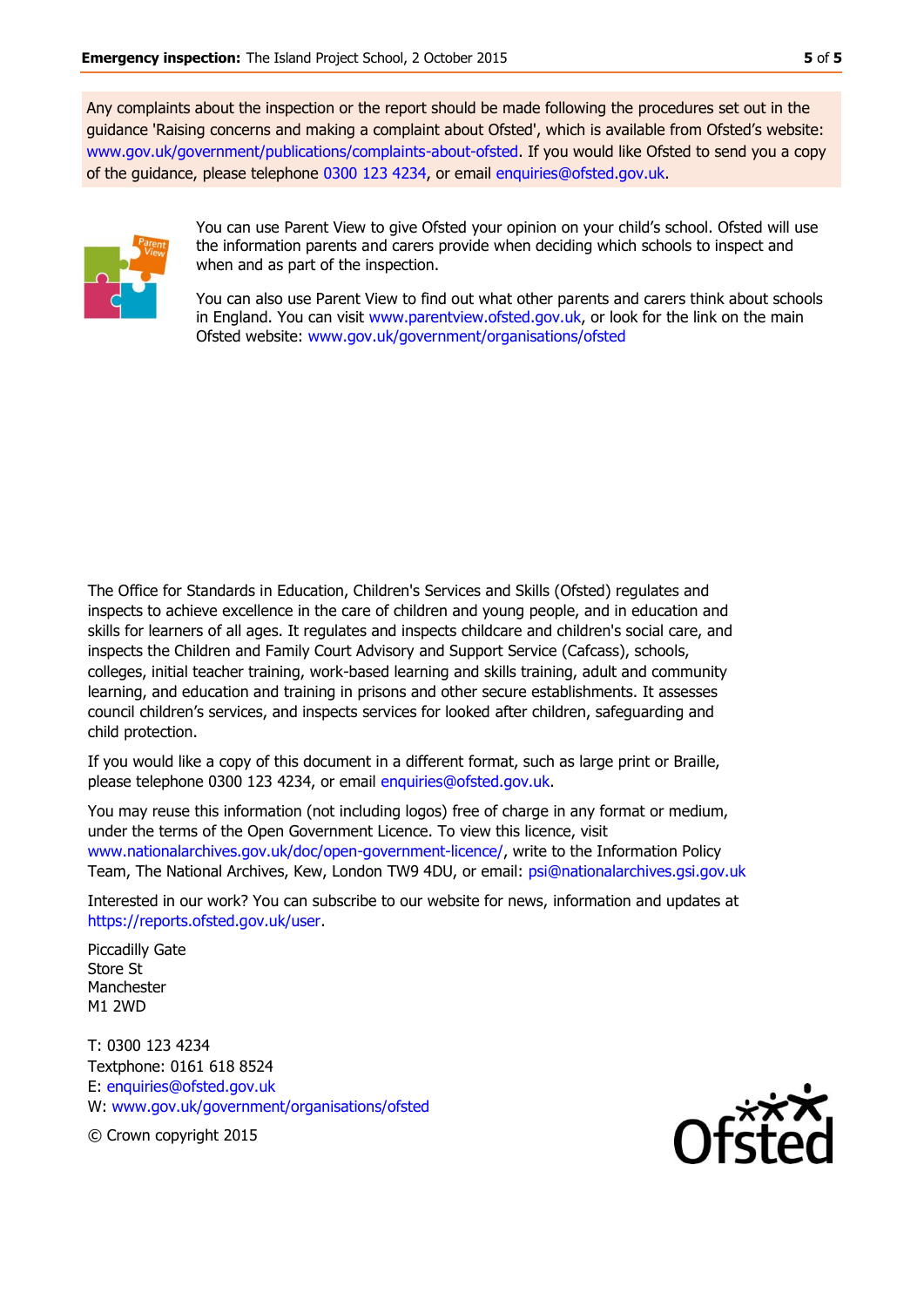Any complaints about the inspection or the report should be made following the procedures set out in the guidance 'Raising concerns and making a complaint about Ofsted', which is available from Ofsted's website: www.gov.uk/government/publications/complaints-about-ofsted. If you would like Ofsted to send you a copy of the guidance, please telephone 0300 123 4234, or email enquiries@ofsted.gov.uk.

You can use Parent View to give Ofsted your opinion on your child's school. Ofsted will use the information parents and carers provide when deciding which schools to inspect and when and as part of the inspection.

You can also use Parent View to find out what other parents and carers think about schools in England. You can visit www.parentview.ofsted.gov.uk, or look for the link on the main Ofsted website: www.gov.uk/government/organisations/ofsted

The Office for Standards in Education, Children's Services and Skills (Ofsted) regulates and inspects to achieve excellence in the care of children and young people, and in education and skills for learners of all ages. It regulates and inspects childcare and children's social care, and inspects the Children and Family Court Advisory and Support Service (Cafcass), schools, colleges, initial teacher training, work-based learning and skills training, adult and community learning, and education and training in prisons and other secure establishments. It assesses council children's services, and inspects services for looked after children, safeguarding and child protection.

If you would like a copy of this document in a different format, such as large print or Braille, please telephone 0300 123 4234, or email enquiries@ofsted.gov.uk.

You may reuse this information (not including logos) free of charge in any format or medium, under the terms of the Open Government Licence. To view this licence, visit www.nationalarchives.gov.uk/doc/open-government-licence/, write to the Information Policy Team, The National Archives, Kew, London TW9 4DU, or email: psi@nationalarchives.gsi.gov.uk

Interested in our work? You can subscribe to our website for news, information and updates at https://reports.ofsted.gov.uk/user.

Piccadilly Gate
Store St
Manchester
M1 2WD

T: 0300 123 4234
Textphone: 0161 618 8524
E: enquiries@ofsted.gov.uk
W: www.gov.uk/government/organisations/ofsted

© Crown copyright 2015